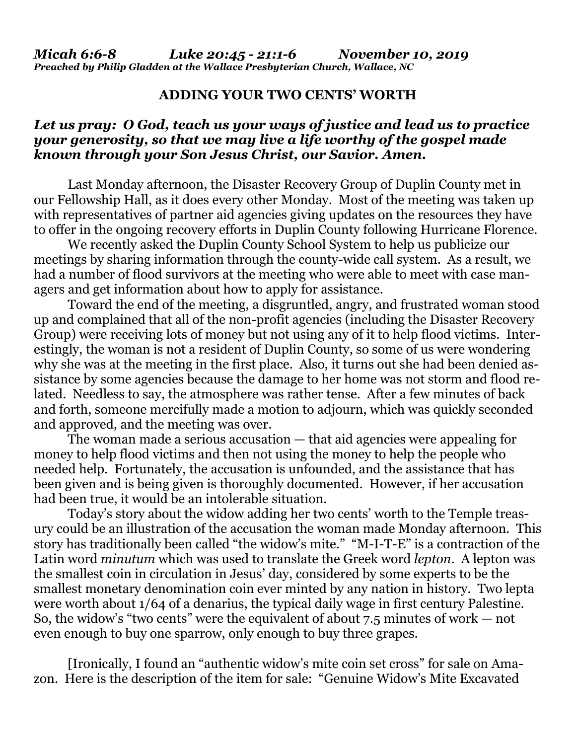*Micah 6:6-8 Luke 20:45 - 21:1-6 November 10, 2019*
***Preached by Philip Gladden at the Wallace Presbyterian Church, Wallace, NC***

# ADDING YOUR TWO CENTS' WORTH

***Let us pray: O God, teach us your ways of justice and lead us to practice your generosity, so that we may live a life worthy of the gospel made known through your Son Jesus Christ, our Savior. Amen.***

Last Monday afternoon, the Disaster Recovery Group of Duplin County met in our Fellowship Hall, as it does every other Monday. Most of the meeting was taken up with representatives of partner aid agencies giving updates on the resources they have to offer in the ongoing recovery efforts in Duplin County following Hurricane Florence.

We recently asked the Duplin County School System to help us publicize our meetings by sharing information through the county-wide call system. As a result, we had a number of flood survivors at the meeting who were able to meet with case managers and get information about how to apply for assistance.

Toward the end of the meeting, a disgruntled, angry, and frustrated woman stood up and complained that all of the non-profit agencies (including the Disaster Recovery Group) were receiving lots of money but not using any of it to help flood victims. Interestingly, the woman is not a resident of Duplin County, so some of us were wondering why she was at the meeting in the first place. Also, it turns out she had been denied assistance by some agencies because the damage to her home was not storm and flood related. Needless to say, the atmosphere was rather tense. After a few minutes of back and forth, someone mercifully made a motion to adjourn, which was quickly seconded and approved, and the meeting was over.

The woman made a serious accusation — that aid agencies were appealing for money to help flood victims and then not using the money to help the people who needed help. Fortunately, the accusation is unfounded, and the assistance that has been given and is being given is thoroughly documented. However, if her accusation had been true, it would be an intolerable situation.

Today's story about the widow adding her two cents' worth to the Temple treasury could be an illustration of the accusation the woman made Monday afternoon. This story has traditionally been called "the widow's mite." "M-I-T-E" is a contraction of the Latin word *minutum* which was used to translate the Greek word *lepton*. A lepton was the smallest coin in circulation in Jesus' day, considered by some experts to be the smallest monetary denomination coin ever minted by any nation in history. Two lepta were worth about 1/64 of a denarius, the typical daily wage in first century Palestine. So, the widow's "two cents" were the equivalent of about 7.5 minutes of work — not even enough to buy one sparrow, only enough to buy three grapes.

[Ironically, I found an "authentic widow's mite coin set cross" for sale on Amazon. Here is the description of the item for sale: "Genuine Widow's Mite Excavated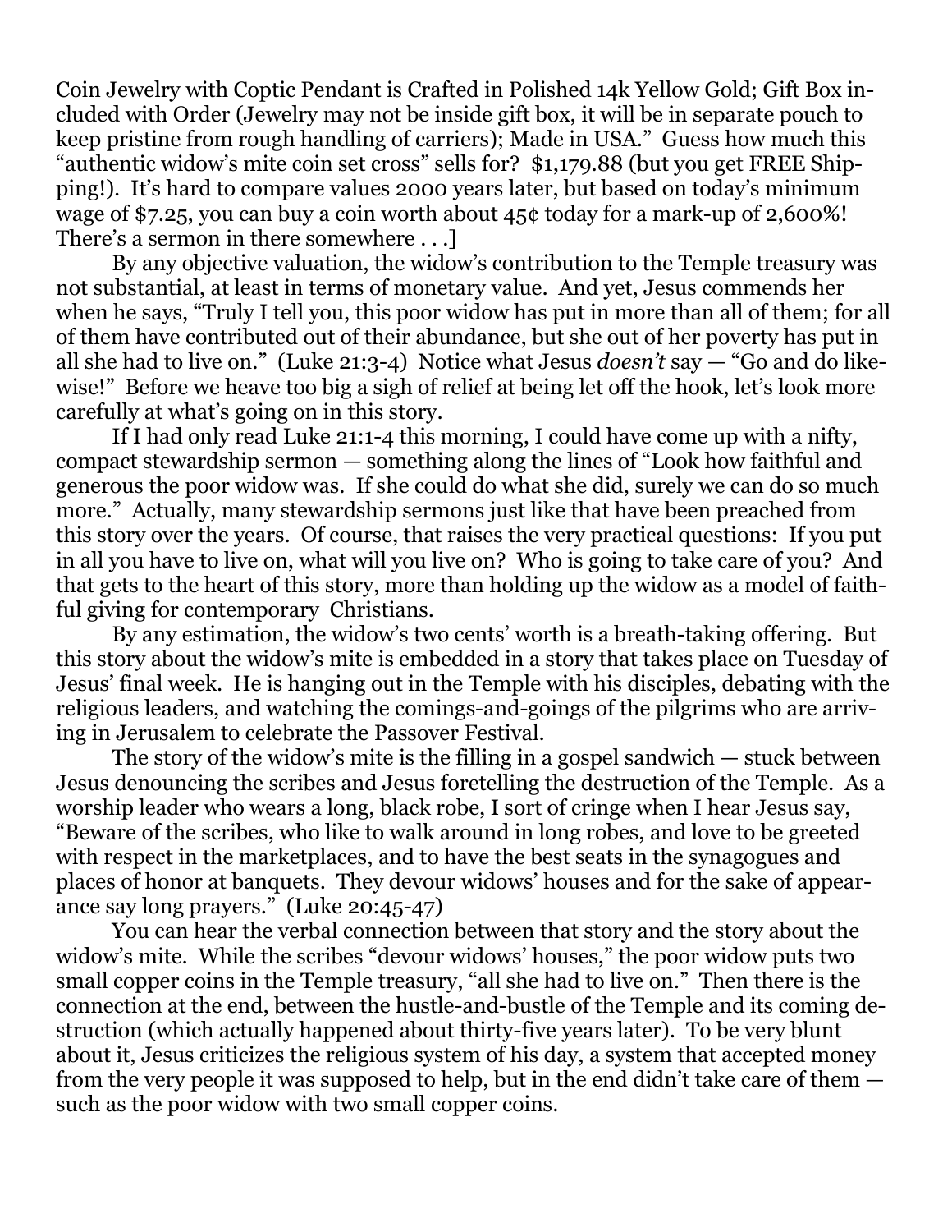Coin Jewelry with Coptic Pendant is Crafted in Polished 14k Yellow Gold; Gift Box included with Order (Jewelry may not be inside gift box, it will be in separate pouch to keep pristine from rough handling of carriers); Made in USA." Guess how much this "authentic widow's mite coin set cross" sells for? $1,179.88 (but you get FREE Shipping!). It's hard to compare values 2000 years later, but based on today's minimum wage of $7.25, you can buy a coin worth about 45¢ today for a mark-up of 2,600%! There's a sermon in there somewhere . . .]

By any objective valuation, the widow's contribution to the Temple treasury was not substantial, at least in terms of monetary value. And yet, Jesus commends her when he says, "Truly I tell you, this poor widow has put in more than all of them; for all of them have contributed out of their abundance, but she out of her poverty has put in all she had to live on." (Luke 21:3-4) Notice what Jesus *doesn't* say — "Go and do likewise!" Before we heave too big a sigh of relief at being let off the hook, let's look more carefully at what's going on in this story.

If I had only read Luke 21:1-4 this morning, I could have come up with a nifty, compact stewardship sermon — something along the lines of "Look how faithful and generous the poor widow was. If she could do what she did, surely we can do so much more." Actually, many stewardship sermons just like that have been preached from this story over the years. Of course, that raises the very practical questions: If you put in all you have to live on, what will you live on? Who is going to take care of you? And that gets to the heart of this story, more than holding up the widow as a model of faithful giving for contemporary Christians.

By any estimation, the widow's two cents' worth is a breath-taking offering. But this story about the widow's mite is embedded in a story that takes place on Tuesday of Jesus' final week. He is hanging out in the Temple with his disciples, debating with the religious leaders, and watching the comings-and-goings of the pilgrims who are arriving in Jerusalem to celebrate the Passover Festival.

The story of the widow's mite is the filling in a gospel sandwich — stuck between Jesus denouncing the scribes and Jesus foretelling the destruction of the Temple. As a worship leader who wears a long, black robe, I sort of cringe when I hear Jesus say, "Beware of the scribes, who like to walk around in long robes, and love to be greeted with respect in the marketplaces, and to have the best seats in the synagogues and places of honor at banquets. They devour widows' houses and for the sake of appearance say long prayers." (Luke 20:45-47)

You can hear the verbal connection between that story and the story about the widow's mite. While the scribes "devour widows' houses," the poor widow puts two small copper coins in the Temple treasury, "all she had to live on." Then there is the connection at the end, between the hustle-and-bustle of the Temple and its coming destruction (which actually happened about thirty-five years later). To be very blunt about it, Jesus criticizes the religious system of his day, a system that accepted money from the very people it was supposed to help, but in the end didn't take care of them — such as the poor widow with two small copper coins.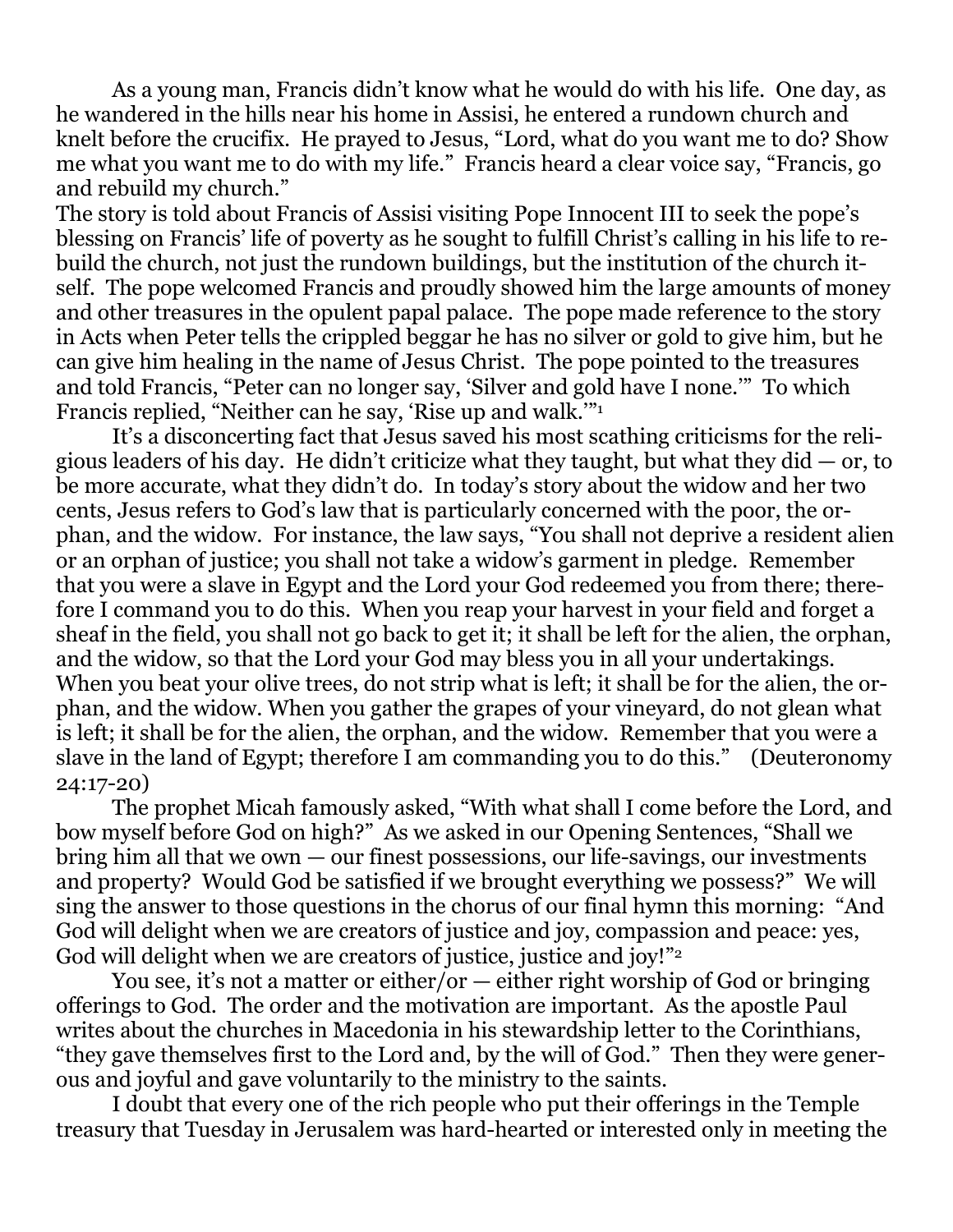As a young man, Francis didn't know what he would do with his life. One day, as he wandered in the hills near his home in Assisi, he entered a rundown church and knelt before the crucifix. He prayed to Jesus, "Lord, what do you want me to do? Show me what you want me to do with my life." Francis heard a clear voice say, "Francis, go and rebuild my church."

The story is told about Francis of Assisi visiting Pope Innocent III to seek the pope's blessing on Francis' life of poverty as he sought to fulfill Christ's calling in his life to rebuild the church, not just the rundown buildings, but the institution of the church itself. The pope welcomed Francis and proudly showed him the large amounts of money and other treasures in the opulent papal palace. The pope made reference to the story in Acts when Peter tells the crippled beggar he has no silver or gold to give him, but he can give him healing in the name of Jesus Christ. The pope pointed to the treasures and told Francis, "Peter can no longer say, 'Silver and gold have I none.'" To which Francis replied, "Neither can he say, 'Rise up and walk.'"[1]

It's a disconcerting fact that Jesus saved his most scathing criticisms for the religious leaders of his day. He didn't criticize what they taught, but what they did — or, to be more accurate, what they didn't do. In today's story about the widow and her two cents, Jesus refers to God's law that is particularly concerned with the poor, the orphan, and the widow. For instance, the law says, "You shall not deprive a resident alien or an orphan of justice; you shall not take a widow's garment in pledge. Remember that you were a slave in Egypt and the Lord your God redeemed you from there; therefore I command you to do this. When you reap your harvest in your field and forget a sheaf in the field, you shall not go back to get it; it shall be left for the alien, the orphan, and the widow, so that the Lord your God may bless you in all your undertakings. When you beat your olive trees, do not strip what is left; it shall be for the alien, the orphan, and the widow. When you gather the grapes of your vineyard, do not glean what is left; it shall be for the alien, the orphan, and the widow. Remember that you were a slave in the land of Egypt; therefore I am commanding you to do this." (Deuteronomy 24:17-20)

The prophet Micah famously asked, "With what shall I come before the Lord, and bow myself before God on high?" As we asked in our Opening Sentences, "Shall we bring him all that we own — our finest possessions, our life-savings, our investments and property? Would God be satisfied if we brought everything we possess?" We will sing the answer to those questions in the chorus of our final hymn this morning: "And God will delight when we are creators of justice and joy, compassion and peace: yes, God will delight when we are creators of justice, justice and joy!"[2]

You see, it's not a matter or either/or — either right worship of God or bringing offerings to God. The order and the motivation are important. As the apostle Paul writes about the churches in Macedonia in his stewardship letter to the Corinthians, "they gave themselves first to the Lord and, by the will of God." Then they were generous and joyful and gave voluntarily to the ministry to the saints.

I doubt that every one of the rich people who put their offerings in the Temple treasury that Tuesday in Jerusalem was hard-hearted or interested only in meeting the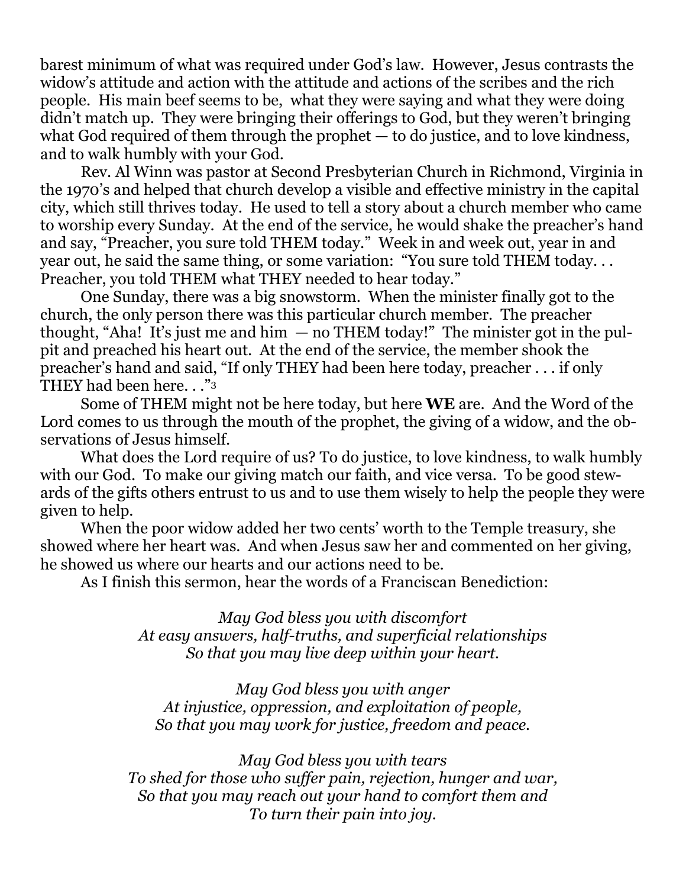barest minimum of what was required under God's law. However, Jesus contrasts the widow's attitude and action with the attitude and actions of the scribes and the rich people. His main beef seems to be, what they were saying and what they were doing didn't match up. They were bringing their offerings to God, but they weren't bringing what God required of them through the prophet — to do justice, and to love kindness, and to walk humbly with your God.

Rev. Al Winn was pastor at Second Presbyterian Church in Richmond, Virginia in the 1970's and helped that church develop a visible and effective ministry in the capital city, which still thrives today. He used to tell a story about a church member who came to worship every Sunday. At the end of the service, he would shake the preacher's hand and say, "Preacher, you sure told THEM today." Week in and week out, year in and year out, he said the same thing, or some variation: "You sure told THEM today. . . Preacher, you told THEM what THEY needed to hear today."

One Sunday, there was a big snowstorm. When the minister finally got to the church, the only person there was this particular church member. The preacher thought, "Aha! It's just me and him — no THEM today!" The minister got in the pulpit and preached his heart out. At the end of the service, the member shook the preacher's hand and said, "If only THEY had been here today, preacher . . . if only THEY had been here. . ."[3]

Some of THEM might not be here today, but here **WE** are. And the Word of the Lord comes to us through the mouth of the prophet, the giving of a widow, and the observations of Jesus himself.

What does the Lord require of us? To do justice, to love kindness, to walk humbly with our God. To make our giving match our faith, and vice versa. To be good stewards of the gifts others entrust to us and to use them wisely to help the people they were given to help.

When the poor widow added her two cents' worth to the Temple treasury, she showed where her heart was. And when Jesus saw her and commented on her giving, he showed us where our hearts and our actions need to be.

As I finish this sermon, hear the words of a Franciscan Benediction:

*May God bless you with discomfort*
*At easy answers, half-truths, and superficial relationships*
*So that you may live deep within your heart.*

*May God bless you with anger*
*At injustice, oppression, and exploitation of people,*
*So that you may work for justice, freedom and peace.*

*May God bless you with tears*
*To shed for those who suffer pain, rejection, hunger and war,*
*So that you may reach out your hand to comfort them and*
*To turn their pain into joy.*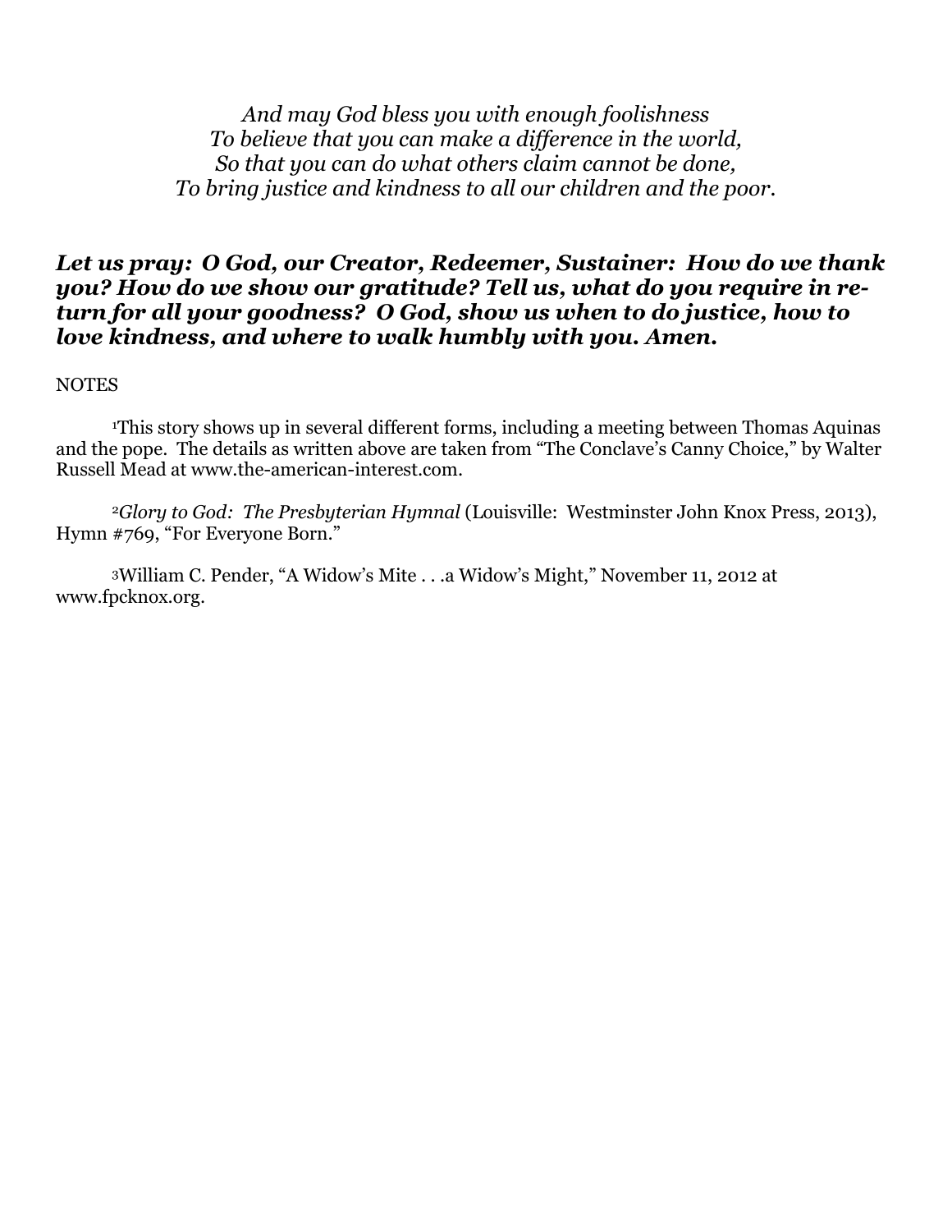*And may God bless you with enough foolishness*
*To believe that you can make a difference in the world,*
*So that you can do what others claim cannot be done,*
*To bring justice and kindness to all our children and the poor.*

***Let us pray: O God, our Creator, Redeemer, Sustainer: How do we thank you? How do we show our gratitude? Tell us, what do you require in return for all your goodness? O God, show us when to do justice, how to love kindness, and where to walk humbly with you. Amen.***

NOTES

[1]This story shows up in several different forms, including a meeting between Thomas Aquinas and the pope. The details as written above are taken from "The Conclave's Canny Choice," by Walter Russell Mead at www.the-american-interest.com.

[2]*Glory to God: The Presbyterian Hymnal* (Louisville: Westminster John Knox Press, 2013), Hymn #769, "For Everyone Born."

[3]William C. Pender, "A Widow's Mite . . .a Widow's Might," November 11, 2012 at www.fpcknox.org.